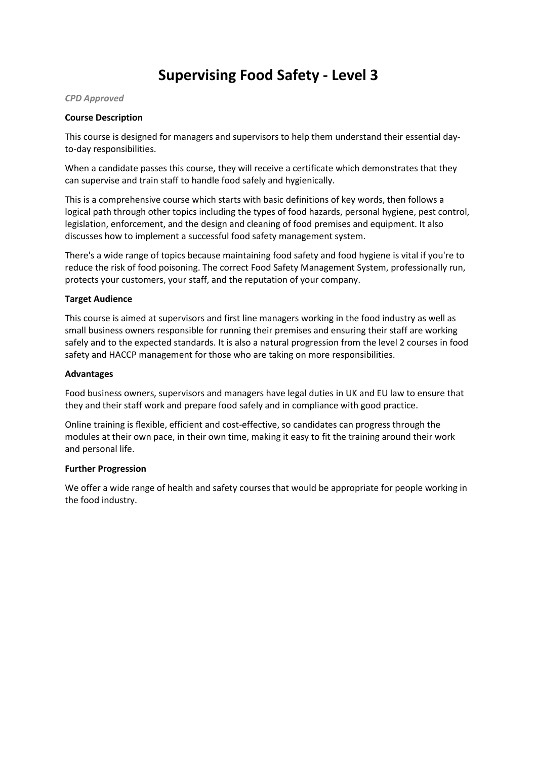# Supervising Food Safety - Level 3

*CPD Approved*

**Course Description**

This course is designed for managers and supervisors to help them understand their essential day-to-day responsibilities.

When a candidate passes this course, they will receive a certificate which demonstrates that they can supervise and train staff to handle food safely and hygienically.

This is a comprehensive course which starts with basic definitions of key words, then follows a logical path through other topics including the types of food hazards, personal hygiene, pest control, legislation, enforcement, and the design and cleaning of food premises and equipment. It also discusses how to implement a successful food safety management system.

There's a wide range of topics because maintaining food safety and food hygiene is vital if you're to reduce the risk of food poisoning. The correct Food Safety Management System, professionally run, protects your customers, your staff, and the reputation of your company.

**Target Audience**

This course is aimed at supervisors and first line managers working in the food industry as well as small business owners responsible for running their premises and ensuring their staff are working safely and to the expected standards. It is also a natural progression from the level 2 courses in food safety and HACCP management for those who are taking on more responsibilities.

**Advantages**

Food business owners, supervisors and managers have legal duties in UK and EU law to ensure that they and their staff work and prepare food safely and in compliance with good practice.

Online training is flexible, efficient and cost-effective, so candidates can progress through the modules at their own pace, in their own time, making it easy to fit the training around their work and personal life.

**Further Progression**

We offer a wide range of health and safety courses that would be appropriate for people working in the food industry.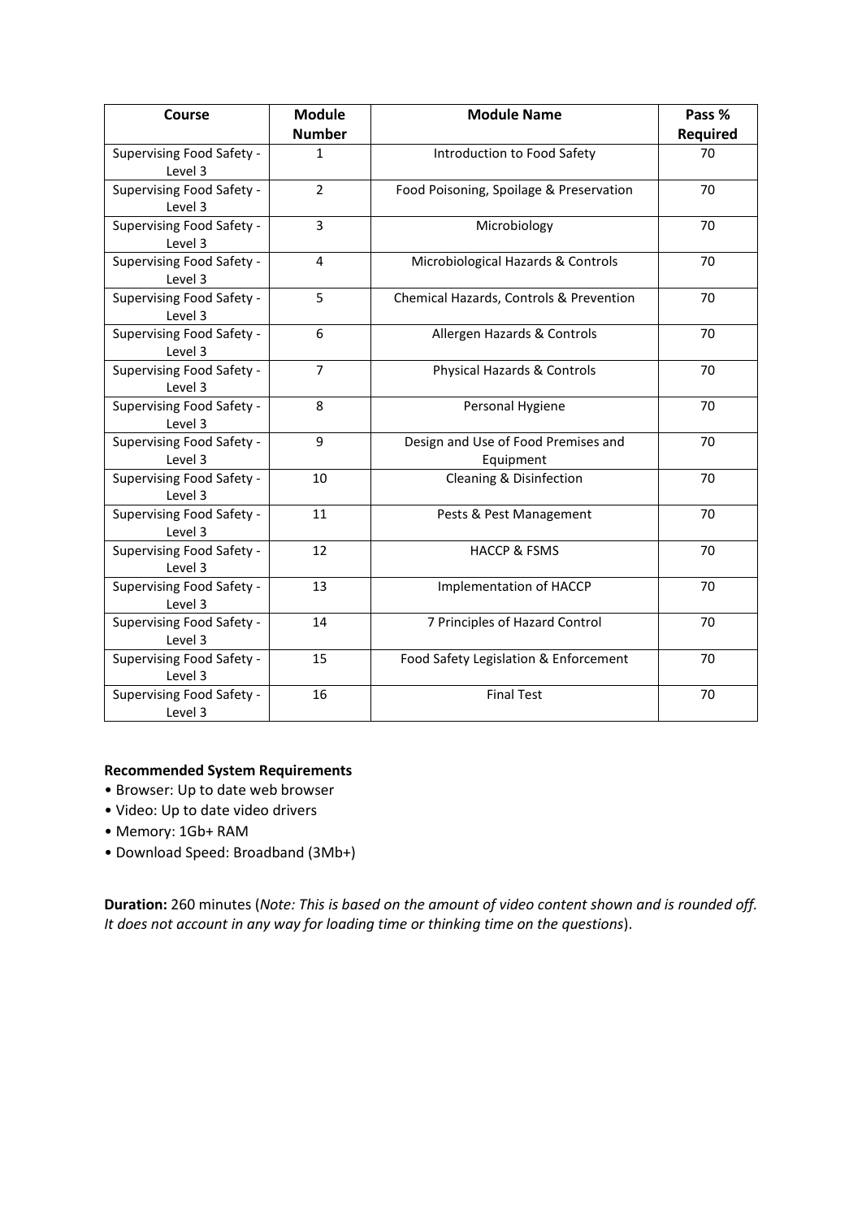| Course | Module Number | Module Name | Pass % Required |
|---|---|---|---|
| Supervising Food Safety - Level 3 | 1 | Introduction to Food Safety | 70 |
| Supervising Food Safety - Level 3 | 2 | Food Poisoning, Spoilage & Preservation | 70 |
| Supervising Food Safety - Level 3 | 3 | Microbiology | 70 |
| Supervising Food Safety - Level 3 | 4 | Microbiological Hazards & Controls | 70 |
| Supervising Food Safety - Level 3 | 5 | Chemical Hazards, Controls & Prevention | 70 |
| Supervising Food Safety - Level 3 | 6 | Allergen Hazards & Controls | 70 |
| Supervising Food Safety - Level 3 | 7 | Physical Hazards & Controls | 70 |
| Supervising Food Safety - Level 3 | 8 | Personal Hygiene | 70 |
| Supervising Food Safety - Level 3 | 9 | Design and Use of Food Premises and Equipment | 70 |
| Supervising Food Safety - Level 3 | 10 | Cleaning & Disinfection | 70 |
| Supervising Food Safety - Level 3 | 11 | Pests & Pest Management | 70 |
| Supervising Food Safety - Level 3 | 12 | HACCP & FSMS | 70 |
| Supervising Food Safety - Level 3 | 13 | Implementation of HACCP | 70 |
| Supervising Food Safety - Level 3 | 14 | 7 Principles of Hazard Control | 70 |
| Supervising Food Safety - Level 3 | 15 | Food Safety Legislation & Enforcement | 70 |
| Supervising Food Safety - Level 3 | 16 | Final Test | 70 |

**Recommended System Requirements**

- Browser: Up to date web browser
- Video: Up to date video drivers
- Memory: 1Gb+ RAM
- Download Speed: Broadband (3Mb+)

**Duration:** 260 minutes (*Note: This is based on the amount of video content shown and is rounded off. It does not account in any way for loading time or thinking time on the questions*).